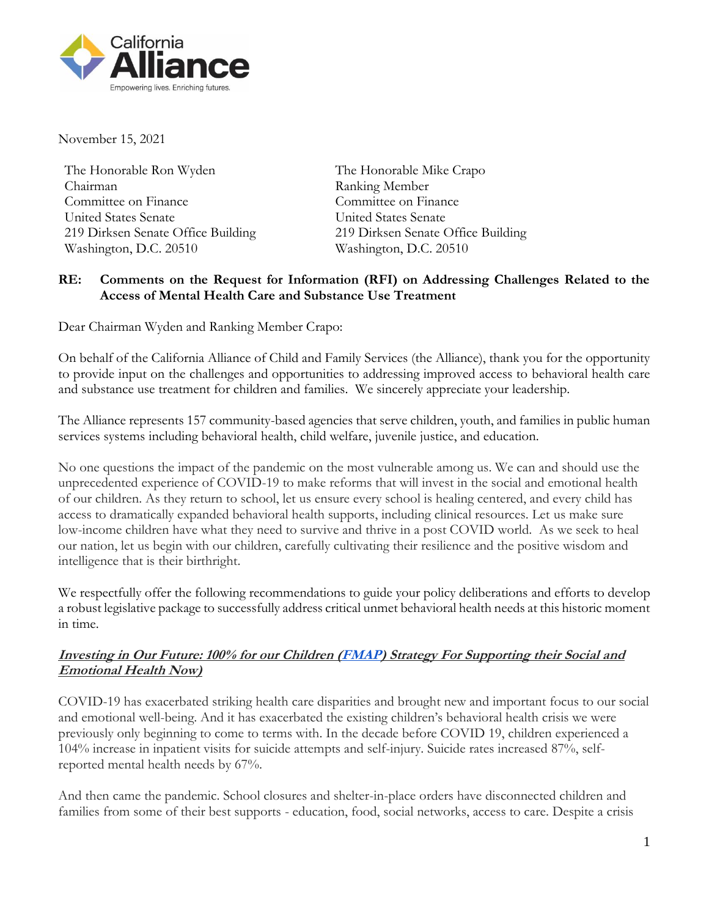California Alliance
Empowering lives. Enriching futures.

November 15, 2021

The Honorable Ron Wyden
Chairman
Committee on Finance
United States Senate
219 Dirksen Senate Office Building
Washington, D.C. 20510

The Honorable Mike Crapo
Ranking Member
Committee on Finance
United States Senate
219 Dirksen Senate Office Building
Washington, D.C. 20510

**RE: Comments on the Request for Information (RFI) on Addressing Challenges Related to the Access of Mental Health Care and Substance Use Treatment**

Dear Chairman Wyden and Ranking Member Crapo:

On behalf of the California Alliance of Child and Family Services (the Alliance), thank you for the opportunity to provide input on the challenges and opportunities to addressing improved access to behavioral health care and substance use treatment for children and families. We sincerely appreciate your leadership.

The Alliance represents 157 community-based agencies that serve children, youth, and families in public human services systems including behavioral health, child welfare, juvenile justice, and education.

No one questions the impact of the pandemic on the most vulnerable among us. We can and should use the unprecedented experience of COVID-19 to make reforms that will invest in the social and emotional health of our children. As they return to school, let us ensure every school is healing centered, and every child has access to dramatically expanded behavioral health supports, including clinical resources. Let us make sure low-income children have what they need to survive and thrive in a post COVID world. As we seek to heal our nation, let us begin with our children, carefully cultivating their resilience and the positive wisdom and intelligence that is their birthright.

We respectfully offer the following recommendations to guide your policy deliberations and efforts to develop a robust legislative package to successfully address critical unmet behavioral health needs at this historic moment in time.

***Investing in Our Future: 100% for our Children (FMAP) Strategy For Supporting their Social and Emotional Health Now)***

COVID-19 has exacerbated striking health care disparities and brought new and important focus to our social and emotional well-being. And it has exacerbated the existing children's behavioral health crisis we were previously only beginning to come to terms with. In the decade before COVID 19, children experienced a 104% increase in inpatient visits for suicide attempts and self-injury. Suicide rates increased 87%, self-reported mental health needs by 67%.

And then came the pandemic. School closures and shelter-in-place orders have disconnected children and families from some of their best supports - education, food, social networks, access to care. Despite a crisis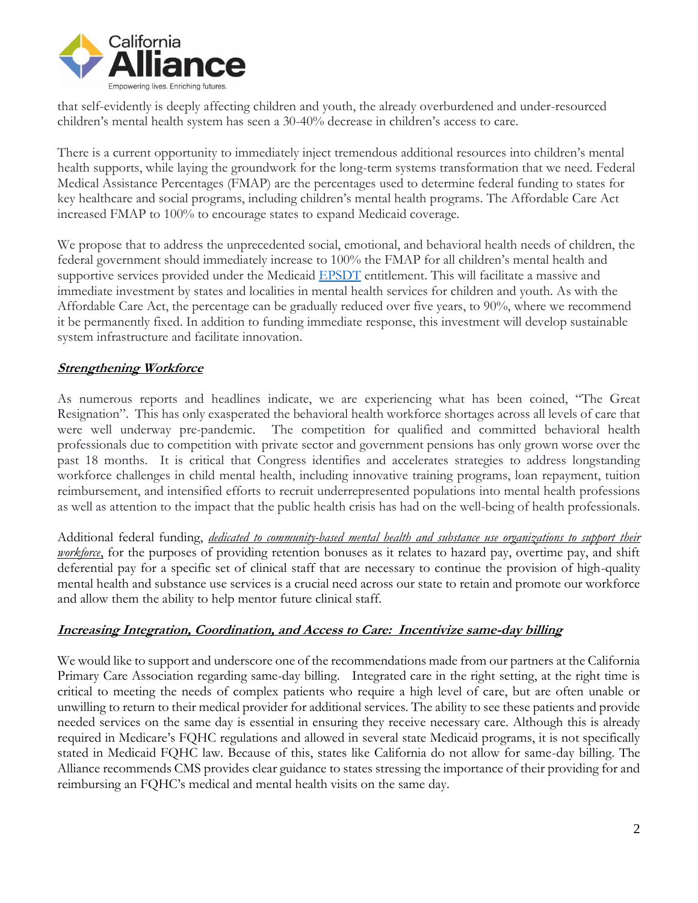that self-evidently is deeply affecting children and youth, the already overburdened and under-resourced children's mental health system has seen a 30-40% decrease in children's access to care.

There is a current opportunity to immediately inject tremendous additional resources into children's mental health supports, while laying the groundwork for the long-term systems transformation that we need. Federal Medical Assistance Percentages (FMAP) are the percentages used to determine federal funding to states for key healthcare and social programs, including children's mental health programs. The Affordable Care Act increased FMAP to 100% to encourage states to expand Medicaid coverage.

We propose that to address the unprecedented social, emotional, and behavioral health needs of children, the federal government should immediately increase to 100% the FMAP for all children's mental health and supportive services provided under the Medicaid EPSDT entitlement. This will facilitate a massive and immediate investment by states and localities in mental health services for children and youth. As with the Affordable Care Act, the percentage can be gradually reduced over five years, to 90%, where we recommend it be permanently fixed. In addition to funding immediate response, this investment will develop sustainable system infrastructure and facilitate innovation.

## **Strengthening Workforce**

As numerous reports and headlines indicate, we are experiencing what has been coined, "The Great Resignation". This has only exasperated the behavioral health workforce shortages across all levels of care that were well underway pre-pandemic. The competition for qualified and committed behavioral health professionals due to competition with private sector and government pensions has only grown worse over the past 18 months. It is critical that Congress identifies and accelerates strategies to address longstanding workforce challenges in child mental health, including innovative training programs, loan repayment, tuition reimbursement, and intensified efforts to recruit underrepresented populations into mental health professions as well as attention to the impact that the public health crisis has had on the well-being of health professionals.

Additional federal funding, *dedicated to community-based mental health and substance use organizations to support their workforce*, for the purposes of providing retention bonuses as it relates to hazard pay, overtime pay, and shift deferential pay for a specific set of clinical staff that are necessary to continue the provision of high-quality mental health and substance use services is a crucial need across our state to retain and promote our workforce and allow them the ability to help mentor future clinical staff.

## **Increasing Integration, Coordination, and Access to Care: Incentivize same-day billing**

We would like to support and underscore one of the recommendations made from our partners at the California Primary Care Association regarding same-day billing. Integrated care in the right setting, at the right time is critical to meeting the needs of complex patients who require a high level of care, but are often unable or unwilling to return to their medical provider for additional services. The ability to see these patients and provide needed services on the same day is essential in ensuring they receive necessary care. Although this is already required in Medicare's FQHC regulations and allowed in several state Medicaid programs, it is not specifically stated in Medicaid FQHC law. Because of this, states like California do not allow for same-day billing. The Alliance recommends CMS provides clear guidance to states stressing the importance of their providing for and reimbursing an FQHC's medical and mental health visits on the same day.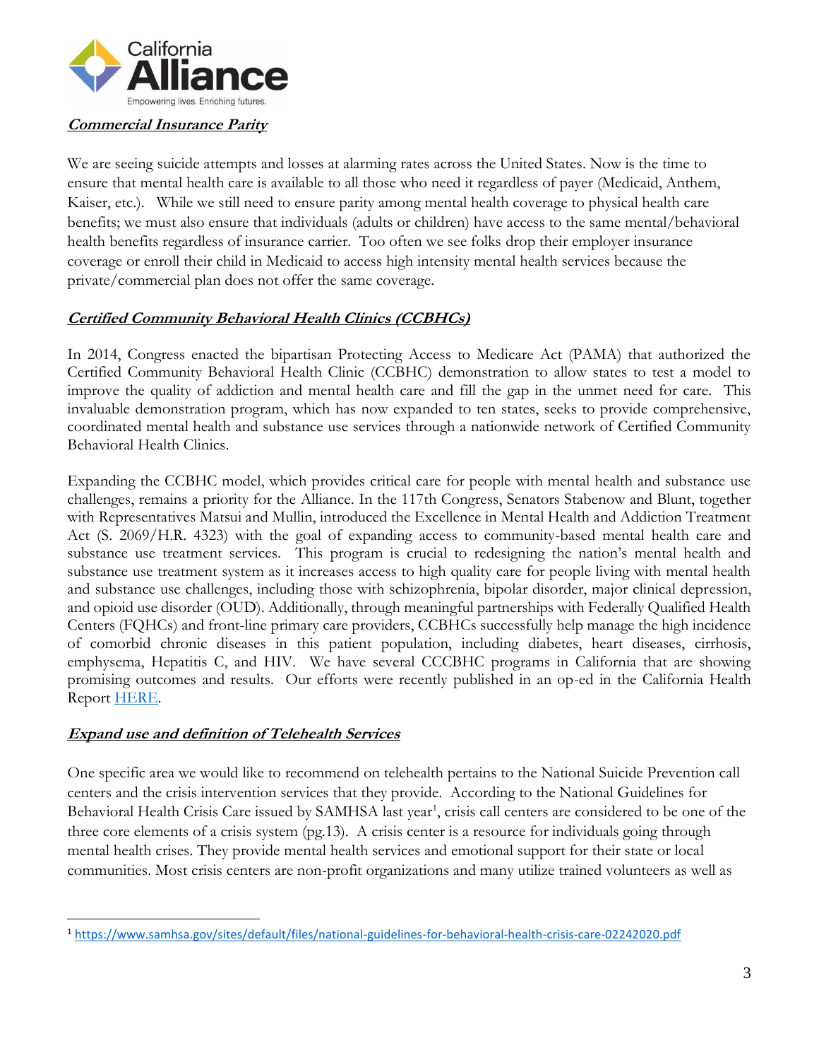## ***Commercial Insurance Parity***

We are seeing suicide attempts and losses at alarming rates across the United States. Now is the time to ensure that mental health care is available to all those who need it regardless of payer (Medicaid, Anthem, Kaiser, etc.). While we still need to ensure parity among mental health coverage to physical health care benefits; we must also ensure that individuals (adults or children) have access to the same mental/behavioral health benefits regardless of insurance carrier. Too often we see folks drop their employer insurance coverage or enroll their child in Medicaid to access high intensity mental health services because the private/commercial plan does not offer the same coverage.

## ***Certified Community Behavioral Health Clinics (CCBHCs)***

In 2014, Congress enacted the bipartisan Protecting Access to Medicare Act (PAMA) that authorized the Certified Community Behavioral Health Clinic (CCBHC) demonstration to allow states to test a model to improve the quality of addiction and mental health care and fill the gap in the unmet need for care. This invaluable demonstration program, which has now expanded to ten states, seeks to provide comprehensive, coordinated mental health and substance use services through a nationwide network of Certified Community Behavioral Health Clinics.

Expanding the CCBHC model, which provides critical care for people with mental health and substance use challenges, remains a priority for the Alliance. In the 117th Congress, Senators Stabenow and Blunt, together with Representatives Matsui and Mullin, introduced the Excellence in Mental Health and Addiction Treatment Act (S. 2069/H.R. 4323) with the goal of expanding access to community-based mental health care and substance use treatment services. This program is crucial to redesigning the nation's mental health and substance use treatment system as it increases access to high quality care for people living with mental health and substance use challenges, including those with schizophrenia, bipolar disorder, major clinical depression, and opioid use disorder (OUD). Additionally, through meaningful partnerships with Federally Qualified Health Centers (FQHCs) and front-line primary care providers, CCBHCs successfully help manage the high incidence of comorbid chronic diseases in this patient population, including diabetes, heart diseases, cirrhosis, emphysema, Hepatitis C, and HIV. We have several CCCBHC programs in California that are showing promising outcomes and results. Our efforts were recently published in an op-ed in the California Health Report HERE.

## ***Expand use and definition of Telehealth Services***

One specific area we would like to recommend on telehealth pertains to the National Suicide Prevention call centers and the crisis intervention services that they provide. According to the National Guidelines for Behavioral Health Crisis Care issued by SAMHSA last year[1], crisis call centers are considered to be one of the three core elements of a crisis system (pg.13). A crisis center is a resource for individuals going through mental health crises. They provide mental health services and emotional support for their state or local communities. Most crisis centers are non-profit organizations and many utilize trained volunteers as well as

---

[1] https://www.samhsa.gov/sites/default/files/national-guidelines-for-behavioral-health-crisis-care-02242020.pdf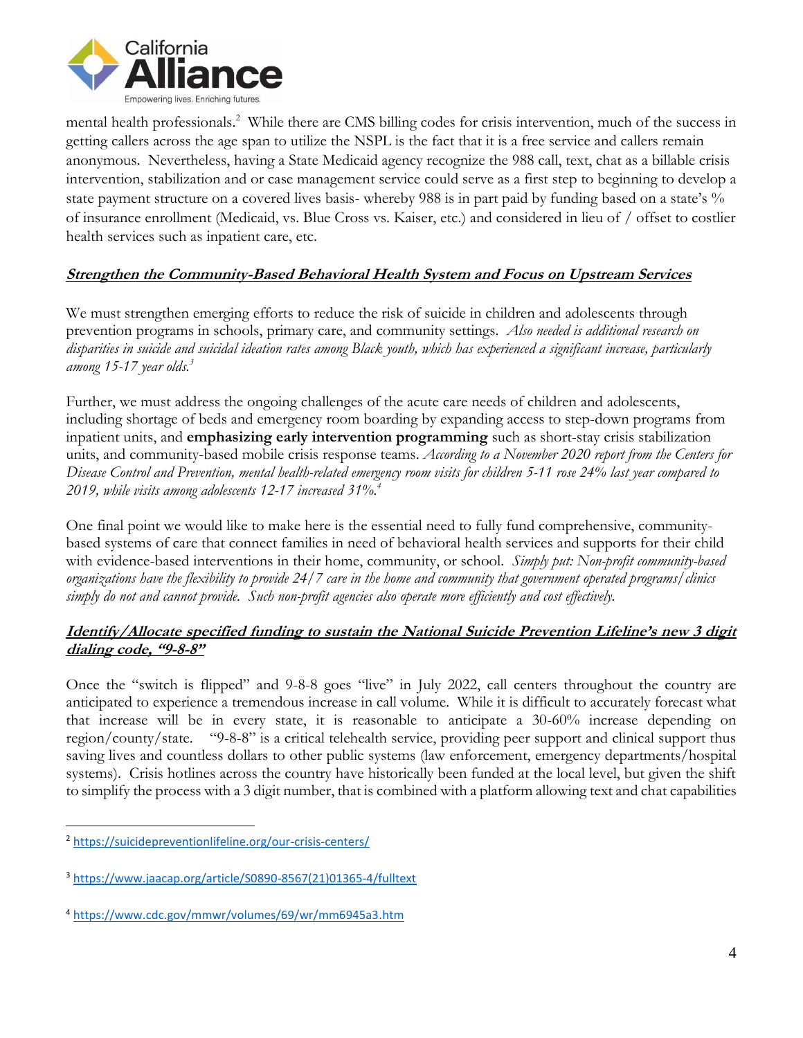mental health professionals.[2] While there are CMS billing codes for crisis intervention, much of the success in getting callers across the age span to utilize the NSPL is the fact that it is a free service and callers remain anonymous. Nevertheless, having a State Medicaid agency recognize the 988 call, text, chat as a billable crisis intervention, stabilization and or case management service could serve as a first step to beginning to develop a state payment structure on a covered lives basis- whereby 988 is in part paid by funding based on a state's % of insurance enrollment (Medicaid, vs. Blue Cross vs. Kaiser, etc.) and considered in lieu of / offset to costlier health services such as inpatient care, etc.

## ***Strengthen the Community-Based Behavioral Health System and Focus on Upstream Services***

We must strengthen emerging efforts to reduce the risk of suicide in children and adolescents through prevention programs in schools, primary care, and community settings. *Also needed is additional research on disparities in suicide and suicidal ideation rates among Black youth, which has experienced a significant increase, particularly among 15-17 year olds.*[3]

Further, we must address the ongoing challenges of the acute care needs of children and adolescents, including shortage of beds and emergency room boarding by expanding access to step-down programs from inpatient units, and **emphasizing early intervention programming** such as short-stay crisis stabilization units, and community-based mobile crisis response teams. *According to a November 2020 report from the Centers for Disease Control and Prevention, mental health-related emergency room visits for children 5-11 rose 24% last year compared to 2019, while visits among adolescents 12-17 increased 31%.*[4]

One final point we would like to make here is the essential need to fully fund comprehensive, community-based systems of care that connect families in need of behavioral health services and supports for their child with evidence-based interventions in their home, community, or school. *Simply put: Non-profit community-based organizations have the flexibility to provide 24/7 care in the home and community that government operated programs/clinics simply do not and cannot provide. Such non-profit agencies also operate more efficiently and cost effectively.*

## ***Identify/Allocate specified funding to sustain the National Suicide Prevention Lifeline's new 3 digit dialing code, "9-8-8"***

Once the "switch is flipped" and 9-8-8 goes "live" in July 2022, call centers throughout the country are anticipated to experience a tremendous increase in call volume. While it is difficult to accurately forecast what that increase will be in every state, it is reasonable to anticipate a 30-60% increase depending on region/county/state. "9-8-8" is a critical telehealth service, providing peer support and clinical support thus saving lives and countless dollars to other public systems (law enforcement, emergency departments/hospital systems). Crisis hotlines across the country have historically been funded at the local level, but given the shift to simplify the process with a 3 digit number, that is combined with a platform allowing text and chat capabilities

---

[2] https://suicidepreventionlifeline.org/our-crisis-centers/

[3] https://www.jaacap.org/article/S0890-8567(21)01365-4/fulltext

[4] https://www.cdc.gov/mmwr/volumes/69/wr/mm6945a3.htm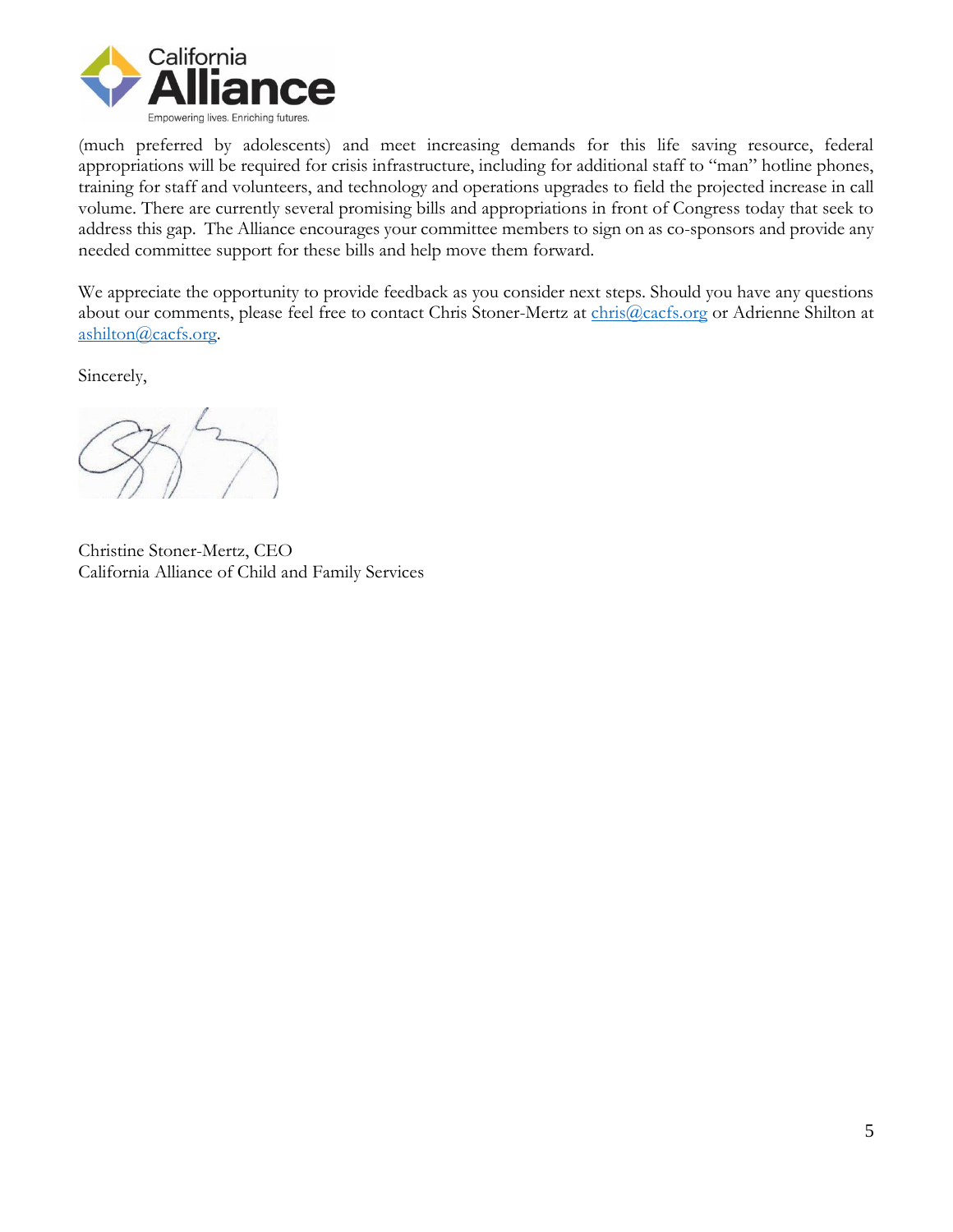(much preferred by adolescents) and meet increasing demands for this life saving resource, federal appropriations will be required for crisis infrastructure, including for additional staff to "man" hotline phones, training for staff and volunteers, and technology and operations upgrades to field the projected increase in call volume. There are currently several promising bills and appropriations in front of Congress today that seek to address this gap. The Alliance encourages your committee members to sign on as co-sponsors and provide any needed committee support for these bills and help move them forward.

We appreciate the opportunity to provide feedback as you consider next steps. Should you have any questions about our comments, please feel free to contact Chris Stoner-Mertz at chris@cacfs.org or Adrienne Shilton at ashilton@cacfs.org.

Sincerely,

Christine Stoner-Mertz, CEO
California Alliance of Child and Family Services